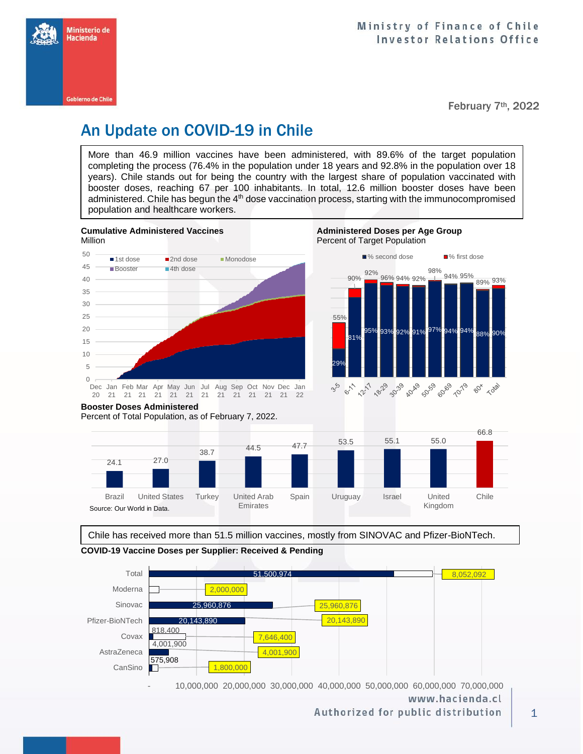Ministry of Finance of Chile
Investor Relations Office

February 7th, 2022

# An Update on COVID-19 in Chile

More than 46.9 million vaccines have been administered, with 89.6% of the target population completing the process (76.4% in the population under 18 years and 92.8% in the population over 18 years). Chile stands out for being the country with the largest share of population vaccinated with booster doses, reaching 67 per 100 inhabitants. In total, 12.6 million booster doses have been administered. Chile has begun the 4th dose vaccination process, starting with the immunocompromised population and healthcare workers.

**Cumulative Administered Vaccines**
Million

**Administered Doses per Age Group**
Percent of Target Population

| Age group | % first dose | % second dose |
|---|---|---|
| 3-5 | 55% | 29% |
| 6-11 | 90% | 81% |
| 12-17 | 92% | 95% |
| 18-29 | 96% | 93% |
| 30-39 | 94% | 92% |
| 40-49 | 92% | 91% |
| 50-59 | 98% | 97% |
| 60-69 | 94% | 94% |
| 70-79 | 95% | 94% |
| 80+ | 89% | 88% |
| Total | 93% | 90% |

**Booster Doses Administered**
Percent of Total Population, as of February 7, 2022.

| Country | Booster doses (%) |
|---|---|
| Brazil | 24.1 |
| United States | 27.0 |
| Turkey | 38.7 |
| United Arab Emirates | 44.5 |
| Spain | 47.7 |
| Uruguay | 53.5 |
| Israel | 55.1 |
| United Kingdom | 55.0 |
| Chile | 66.8 |

Source: Our World in Data.

Chile has received more than 51.5 million vaccines, mostly from SINOVAC and Pfizer-BioNTech.

**COVID-19 Vaccine Doses per Supplier: Received & Pending**

| Supplier | Received | Pending |
|---|---|---|
| Total | 51,500,974 | 8,052,092 |
| Moderna | | 2,000,000 |
| Sinovac | 25,960,876 | 25,960,876 |
| Pfizer-BioNTech | 20,143,890 | 20,143,890 |
| Covax | 818,400 | 7,646,400 |
| AstraZeneca | 4,001,900 | 4,001,900 |
| CanSino | 575,908 | 1,800,000 |

www.hacienda.cl
Authorized for public distribution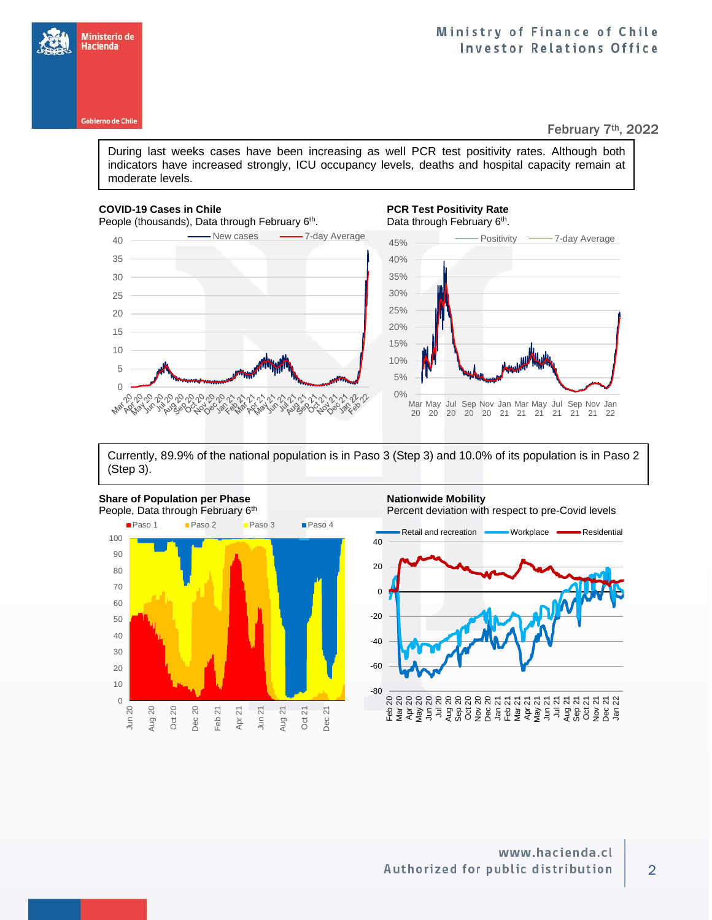February 7th, 2022

During last weeks cases have been increasing as well PCR test positivity rates. Although both indicators have increased strongly, ICU occupancy levels, deaths and hospital capacity remain at moderate levels.

**COVID-19 Cases in Chile**
People (thousands), Data through February 6th.

**PCR Test Positivity Rate**
Data through February 6th.

Currently, 89.9% of the national population is in Paso 3 (Step 3) and 10.0% of its population is in Paso 2 (Step 3).

**Share of Population per Phase**
People, Data through February 6th

**Nationwide Mobility**
Percent deviation with respect to pre-Covid levels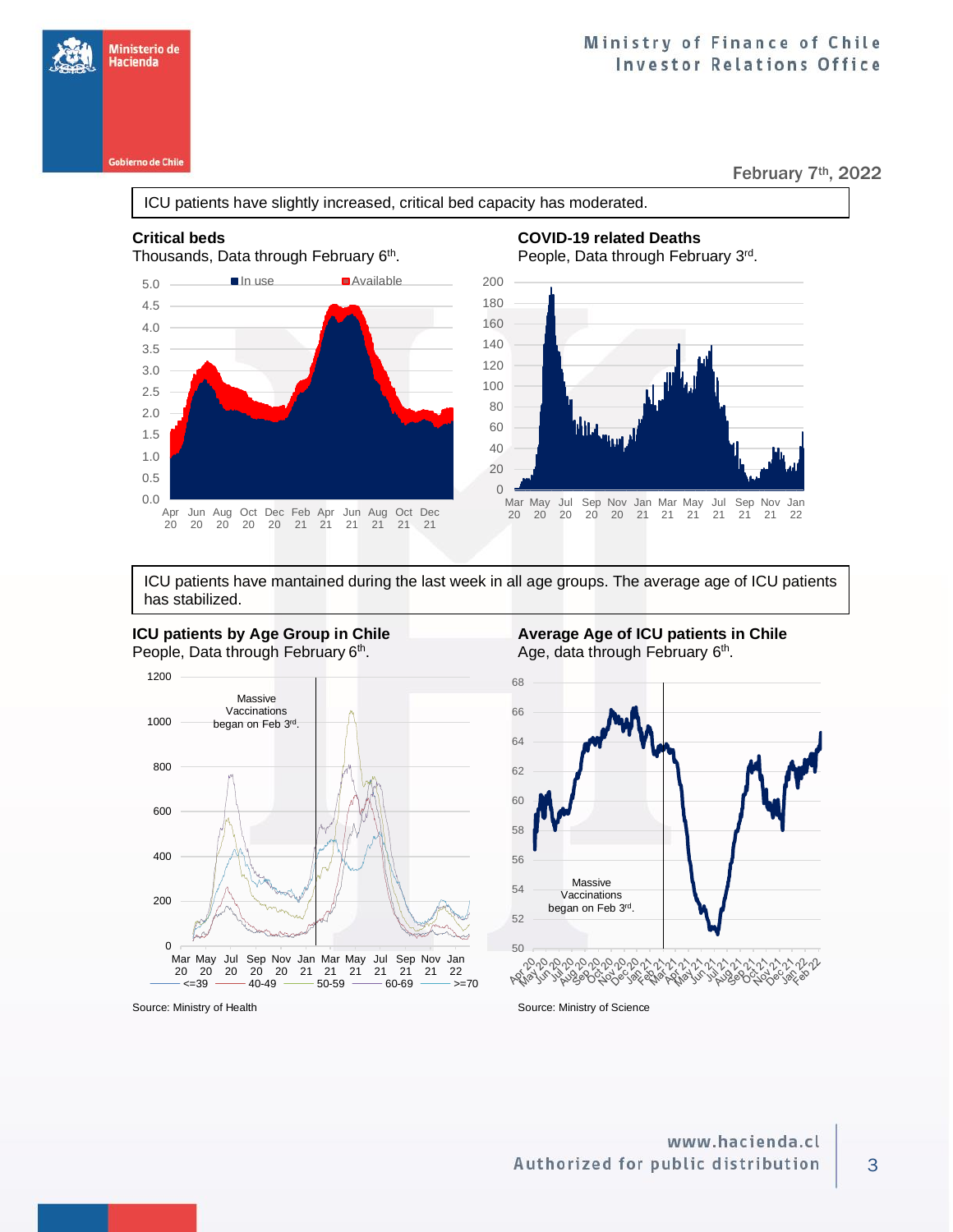February 7th, 2022

ICU patients have slightly increased, critical bed capacity has moderated.

**Critical beds**
Thousands, Data through February 6th.

In use
Available

5.0
4.5
4.0
3.5
3.0
2.5
2.0
1.5
1.0
0.5
0.0

Apr 20 Jun 20 Aug 20 Oct 20 Dec 20 Feb 21 Apr 21 Jun 21 Aug 21 Oct 21 Dec 21

**COVID-19 related Deaths**
People, Data through February 3rd.

200
180
160
140
120
100
80
60
40
20
0

Mar 20 May 20 Jul 20 Sep 20 Nov 20 Jan 21 Mar 21 May 21 Jul 21 Sep 21 Nov 21 Jan 22

ICU patients have mantained during the last week in all age groups. The average age of ICU patients has stabilized.

**ICU patients by Age Group in Chile**
People, Data through February 6th.

1200
1000
800
600
400
200
0

Massive Vaccinations began on Feb 3rd.

Mar 20 May 20 Jul 20 Sep 20 Nov 20 Jan 21 Mar 21 May 21 Jul 21 Sep 21 Nov 21 Jan 22

<=39 40-49 50-59 60-69 >=70

Source: Ministry of Health

**Average Age of ICU patients in Chile**
Age, data through February 6th.

68
66
64
62
60
58
56
54
52
50

Massive Vaccinations began on Feb 3rd.

Apr 20 May 20 Jun 20 Jul 20 Aug 20 Sep 20 Oct 20 Nov 20 Dec 20 Jan 21 Feb 21 Mar 21 Apr 21 May 21 Jun 21 Jul 21 Aug 21 Sep 21 Oct 21 Nov 21 Dec 21 Jan 22 Feb 22

Source: Ministry of Science